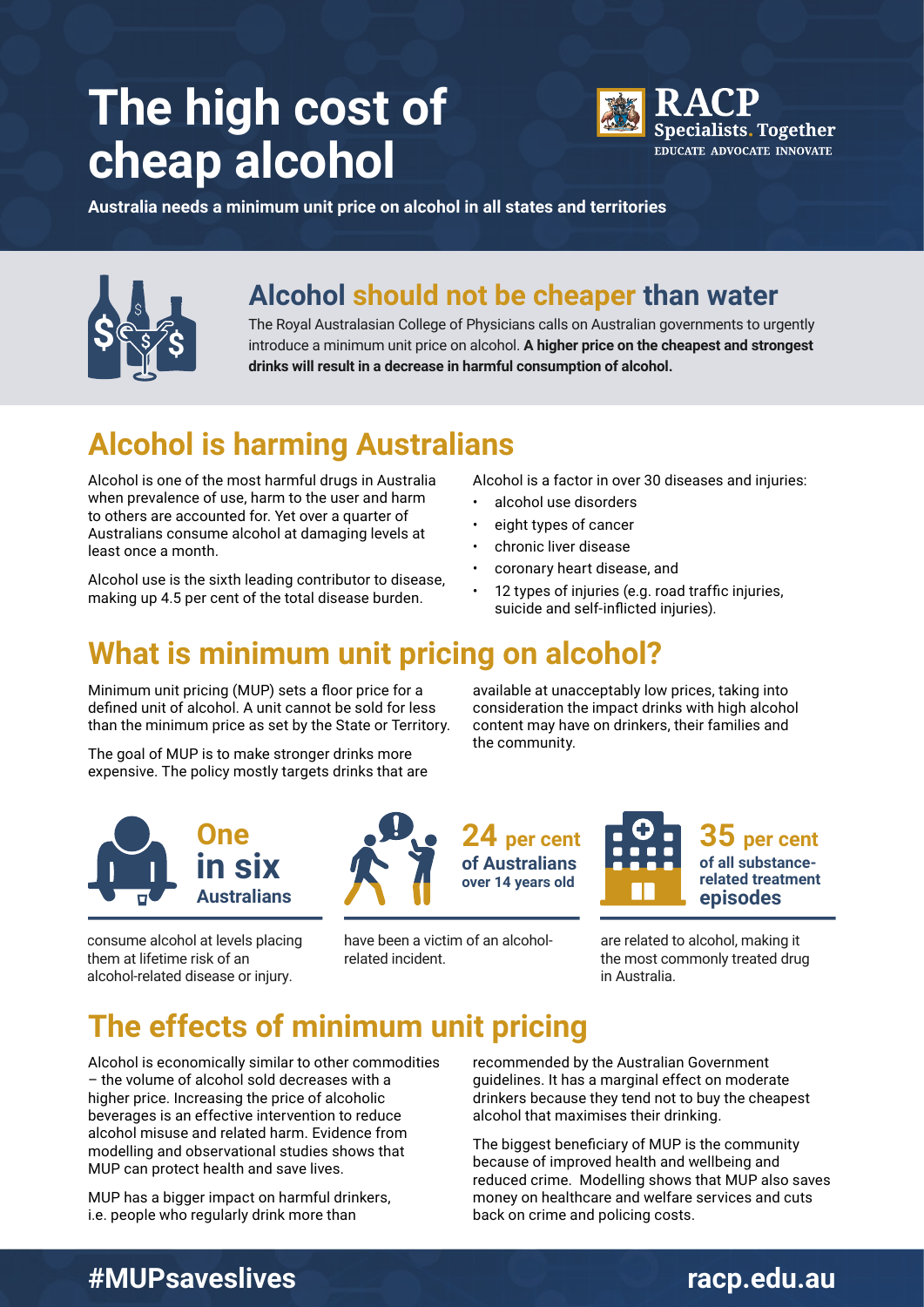# The high cost of cheap alcohol

RACP
Specialists. Together
EDUCATE ADVOCATE INNOVATE

**Australia needs a minimum unit price on alcohol in all states and territories**

## Alcohol should not be cheaper than water

The Royal Australasian College of Physicians calls on Australian governments to urgently introduce a minimum unit price on alcohol. **A higher price on the cheapest and strongest drinks will result in a decrease in harmful consumption of alcohol.**

## Alcohol is harming Australians

Alcohol is one of the most harmful drugs in Australia when prevalence of use, harm to the user and harm to others are accounted for. Yet over a quarter of Australians consume alcohol at damaging levels at least once a month.

Alcohol use is the sixth leading contributor to disease, making up 4.5 per cent of the total disease burden.

Alcohol is a factor in over 30 diseases and injuries:

- alcohol use disorders
- eight types of cancer
- chronic liver disease
- coronary heart disease, and
- 12 types of injuries (e.g. road traffic injuries, suicide and self-inflicted injuries).

## What is minimum unit pricing on alcohol?

Minimum unit pricing (MUP) sets a floor price for a defined unit of alcohol. A unit cannot be sold for less than the minimum price as set by the State or Territory.

The goal of MUP is to make stronger drinks more expensive. The policy mostly targets drinks that are available at unacceptably low prices, taking into consideration the impact drinks with high alcohol content may have on drinkers, their families and the community.

**One in six Australians**

consume alcohol at levels placing them at lifetime risk of an alcohol-related disease or injury.

**24 per cent of Australians over 14 years old**

have been a victim of an alcohol-related incident.

**35 per cent of all substance-related treatment episodes**

are related to alcohol, making it the most commonly treated drug in Australia.

## The effects of minimum unit pricing

Alcohol is economically similar to other commodities – the volume of alcohol sold decreases with a higher price. Increasing the price of alcoholic beverages is an effective intervention to reduce alcohol misuse and related harm. Evidence from modelling and observational studies shows that MUP can protect health and save lives.

MUP has a bigger impact on harmful drinkers, i.e. people who regularly drink more than recommended by the Australian Government guidelines. It has a marginal effect on moderate drinkers because they tend not to buy the cheapest alcohol that maximises their drinking.

The biggest beneficiary of MUP is the community because of improved health and wellbeing and reduced crime. Modelling shows that MUP also saves money on healthcare and welfare services and cuts back on crime and policing costs.

**#MUPsaveslives** **racp.edu.au**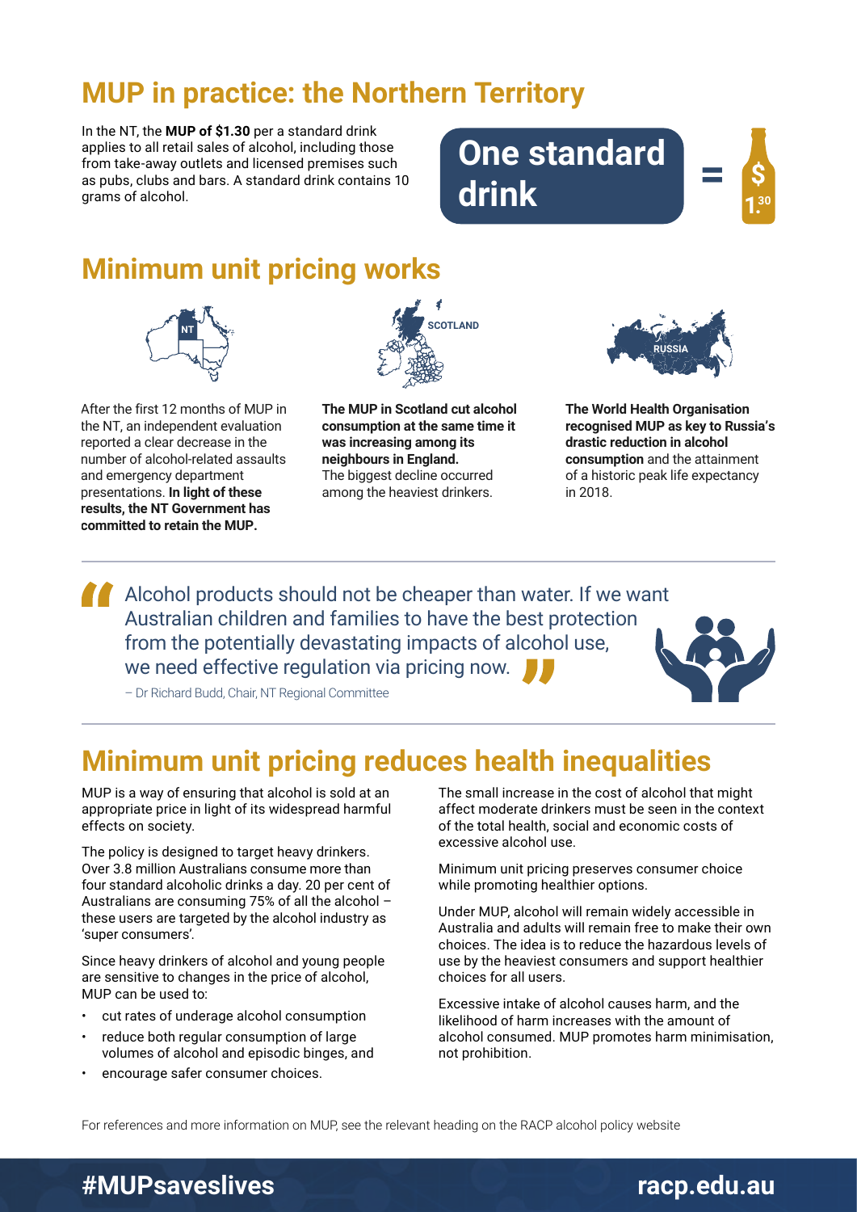## MUP in practice: the Northern Territory

In the NT, the **MUP of $1.30** per a standard drink applies to all retail sales of alcohol, including those from take-away outlets and licensed premises such as pubs, clubs and bars. A standard drink contains 10 grams of alcohol.

**One standard drink** = $1.30

## Minimum unit pricing works

NT

After the first 12 months of MUP in the NT, an independent evaluation reported a clear decrease in the number of alcohol-related assaults and emergency department presentations. **In light of these results, the NT Government has committed to retain the MUP.**

SCOTLAND

**The MUP in Scotland cut alcohol consumption at the same time it was increasing among its neighbours in England.** The biggest decline occurred among the heaviest drinkers.

RUSSIA

**The World Health Organisation recognised MUP as key to Russia's drastic reduction in alcohol consumption** and the attainment of a historic peak life expectancy in 2018.

> "Alcohol products should not be cheaper than water. If we want Australian children and families to have the best protection from the potentially devastating impacts of alcohol use, we need effective regulation via pricing now."
>
> – Dr Richard Budd, Chair, NT Regional Committee

## Minimum unit pricing reduces health inequalities

MUP is a way of ensuring that alcohol is sold at an appropriate price in light of its widespread harmful effects on society.

The policy is designed to target heavy drinkers. Over 3.8 million Australians consume more than four standard alcoholic drinks a day. 20 per cent of Australians are consuming 75% of all the alcohol – these users are targeted by the alcohol industry as 'super consumers'.

Since heavy drinkers of alcohol and young people are sensitive to changes in the price of alcohol, MUP can be used to:

- cut rates of underage alcohol consumption
- reduce both regular consumption of large volumes of alcohol and episodic binges, and
- encourage safer consumer choices.

The small increase in the cost of alcohol that might affect moderate drinkers must be seen in the context of the total health, social and economic costs of excessive alcohol use.

Minimum unit pricing preserves consumer choice while promoting healthier options.

Under MUP, alcohol will remain widely accessible in Australia and adults will remain free to make their own choices. The idea is to reduce the hazardous levels of use by the heaviest consumers and support healthier choices for all users.

Excessive intake of alcohol causes harm, and the likelihood of harm increases with the amount of alcohol consumed. MUP promotes harm minimisation, not prohibition.

For references and more information on MUP, see the relevant heading on the RACP alcohol policy website

**#MUPsaveslives** **racp.edu.au**